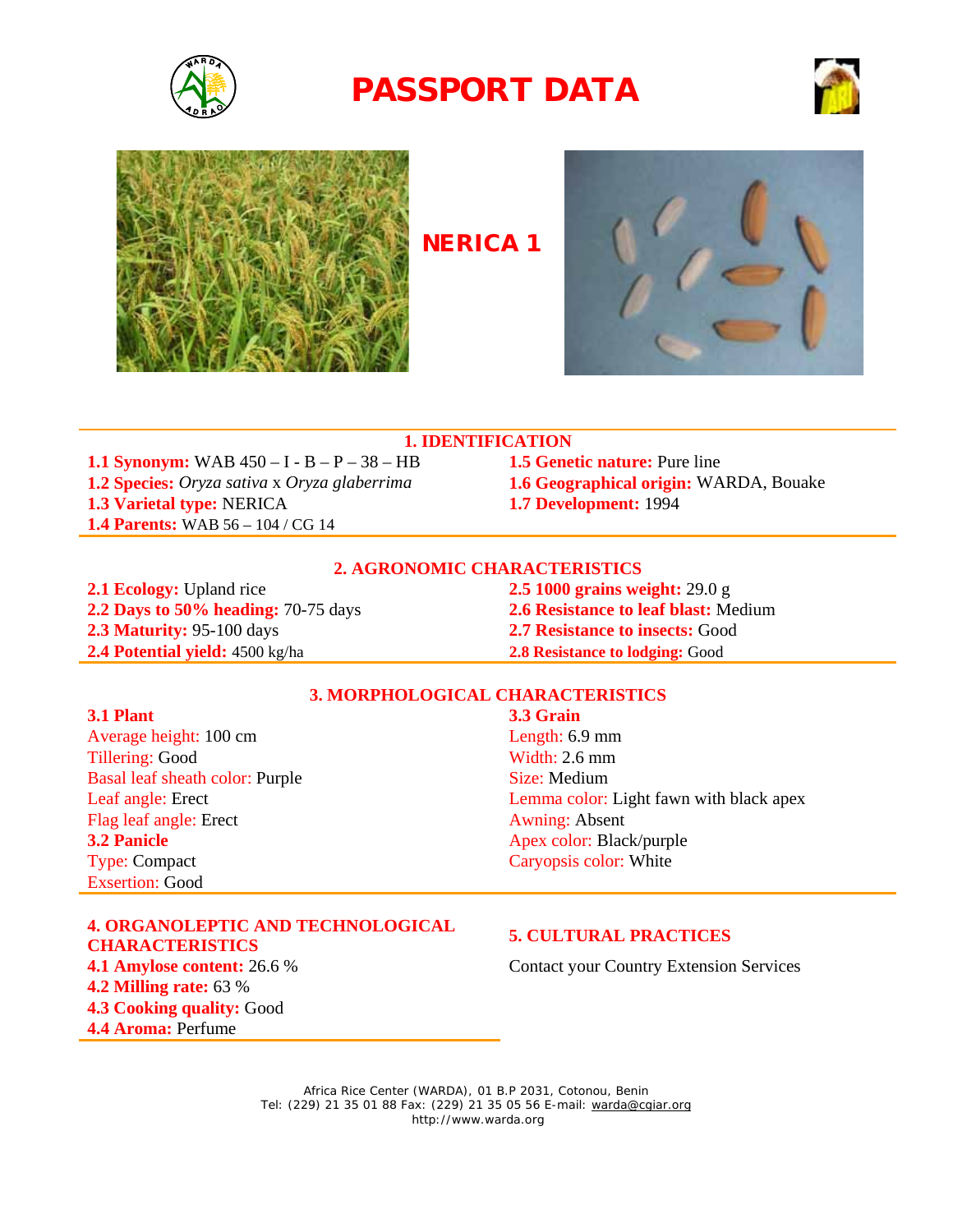# PASSPORT DATA

## NERICA 1

### 1. IDENTIFICATION

**1.1 Synonym:** WAB 450 – I - B – P – 38 – HB
**1.2 Species:** *Oryza sativa* x *Oryza glaberrima*
**1.3 Varietal type:** NERICA
**1.4 Parents:** WAB 56 – 104 / CG 14
**1.5 Genetic nature:** Pure line
**1.6 Geographical origin:** WARDA, Bouake
**1.7 Development:** 1994

### 2. AGRONOMIC CHARACTERISTICS

**2.1 Ecology:** Upland rice
**2.2 Days to 50% heading:** 70-75 days
**2.3 Maturity:** 95-100 days
**2.4 Potential yield:** 4500 kg/ha
**2.5 1000 grains weight:** 29.0 g
**2.6 Resistance to leaf blast:** Medium
**2.7 Resistance to insects:** Good
**2.8 Resistance to lodging:** Good

### 3. MORPHOLOGICAL CHARACTERISTICS

**3.1 Plant**
Average height: 100 cm
Tillering: Good
Basal leaf sheath color: Purple
Leaf angle: Erect
Flag leaf angle: Erect

**3.2 Panicle**
Type: Compact
Exsertion: Good

**3.3 Grain**
Length: 6.9 mm
Width: 2.6 mm
Size: Medium
Lemma color: Light fawn with black apex
Awning: Absent
Apex color: Black/purple
Caryopsis color: White

### 4. ORGANOLEPTIC AND TECHNOLOGICAL CHARACTERISTICS

**4.1 Amylose content:** 26.6 %
**4.2 Milling rate:** 63 %
**4.3 Cooking quality:** Good
**4.4 Aroma:** Perfume

### 5. CULTURAL PRACTICES

Contact your Country Extension Services

Africa Rice Center (WARDA), 01 B.P 2031, Cotonou, Benin
Tel: (229) 21 35 01 88 Fax: (229) 21 35 05 56 E-mail: warda@cgiar.org
http://www.warda.org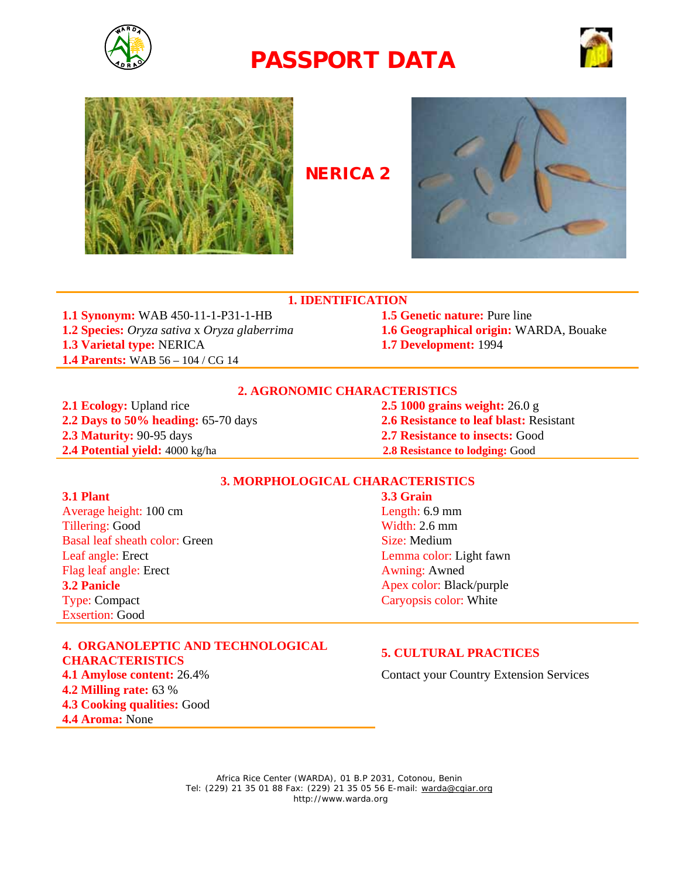# PASSPORT DATA

## NERICA 2

### 1. IDENTIFICATION

**1.1 Synonym:** WAB 450-11-1-P31-1-HB
**1.2 Species:** *Oryza sativa* x *Oryza glaberrima*
**1.3 Varietal type:** NERICA
**1.4 Parents:** WAB 56 – 104 / CG 14
**1.5 Genetic nature:** Pure line
**1.6 Geographical origin:** WARDA, Bouake
**1.7 Development:** 1994

### 2. AGRONOMIC CHARACTERISTICS

**2.1 Ecology:** Upland rice
**2.2 Days to 50% heading:** 65-70 days
**2.3 Maturity:** 90-95 days
**2.4 Potential yield:** 4000 kg/ha
**2.5 1000 grains weight:** 26.0 g
**2.6 Resistance to leaf blast:** Resistant
**2.7 Resistance to insects:** Good
**2.8 Resistance to lodging:** Good

### 3. MORPHOLOGICAL CHARACTERISTICS

**3.1 Plant**
Average height: 100 cm
Tillering: Good
Basal leaf sheath color: Green
Leaf angle: Erect
Flag leaf angle: Erect

**3.2 Panicle**
Type: Compact
Exsertion: Good

**3.3 Grain**
Length: 6.9 mm
Width: 2.6 mm
Size: Medium
Lemma color: Light fawn
Awning: Awned
Apex color: Black/purple
Caryopsis color: White

### 4. ORGANOLEPTIC AND TECHNOLOGICAL CHARACTERISTICS

**4.1 Amylose content:** 26.4%
**4.2 Milling rate:** 63 %
**4.3 Cooking qualities:** Good
**4.4 Aroma:** None

### 5. CULTURAL PRACTICES

Contact your Country Extension Services

Africa Rice Center (WARDA), 01 B.P 2031, Cotonou, Benin
Tel: (229) 21 35 01 88 Fax: (229) 21 35 05 56 E-mail: warda@cgiar.org
http://www.warda.org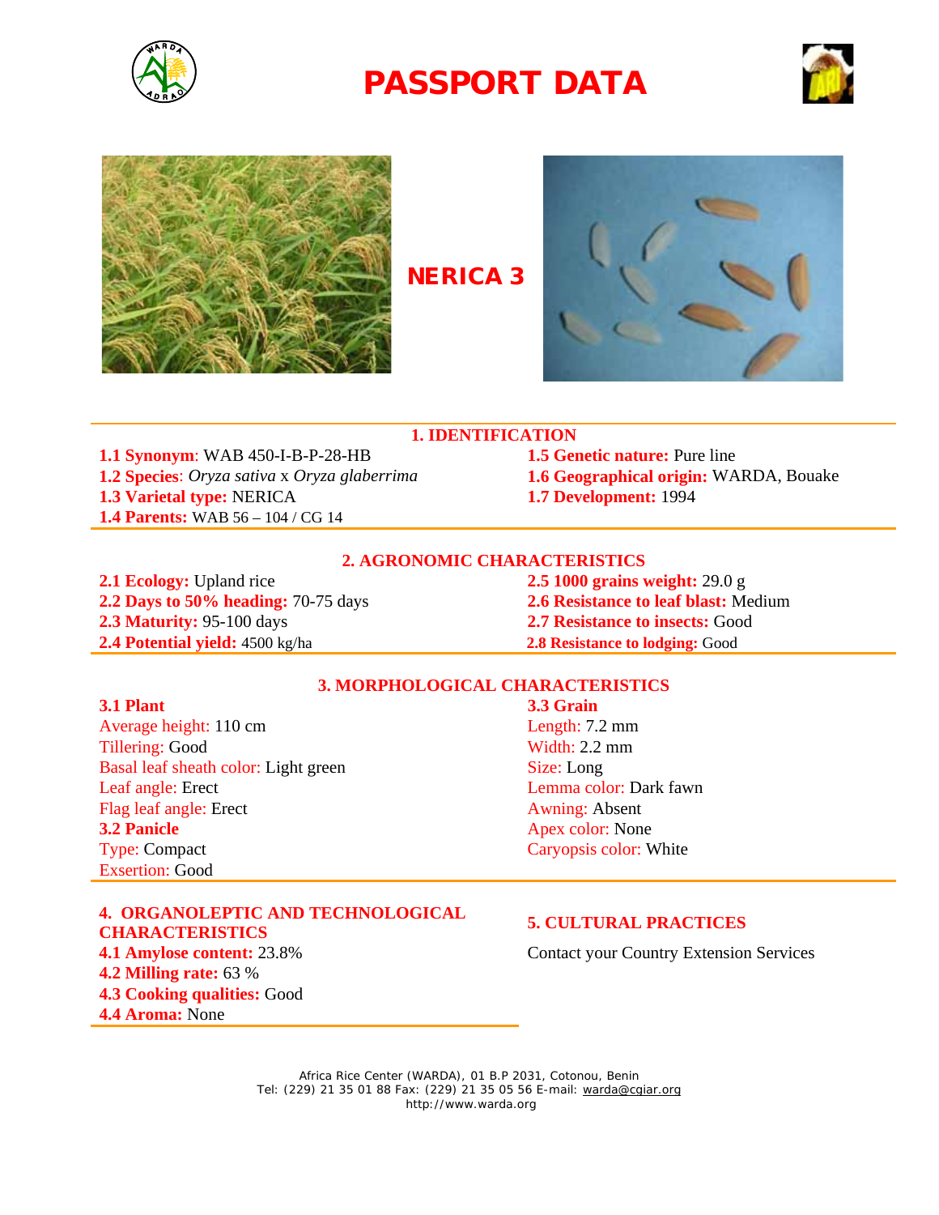# PASSPORT DATA

## NERICA 3

### 1. IDENTIFICATION

**1.1 Synonym**: WAB 450-I-B-P-28-HB
**1.2 Species**: *Oryza sativa* x *Oryza glaberrima*
**1.3 Varietal type:** NERICA
**1.4 Parents:** WAB 56 – 104 / CG 14
**1.5 Genetic nature:** Pure line
**1.6 Geographical origin:** WARDA, Bouake
**1.7 Development:** 1994

### 2. AGRONOMIC CHARACTERISTICS

**2.1 Ecology:** Upland rice
**2.2 Days to 50% heading:** 70-75 days
**2.3 Maturity:** 95-100 days
**2.4 Potential yield:** 4500 kg/ha
**2.5 1000 grains weight:** 29.0 g
**2.6 Resistance to leaf blast:** Medium
**2.7 Resistance to insects:** Good
**2.8 Resistance to lodging:** Good

### 3. MORPHOLOGICAL CHARACTERISTICS

**3.1 Plant**
Average height: 110 cm
Tillering: Good
Basal leaf sheath color: Light green
Leaf angle: Erect
Flag leaf angle: Erect

**3.2 Panicle**
Type: Compact
Exsertion: Good

**3.3 Grain**
Length: 7.2 mm
Width: 2.2 mm
Size: Long
Lemma color: Dark fawn
Awning: Absent
Apex color: None
Caryopsis color: White

### 4. ORGANOLEPTIC AND TECHNOLOGICAL CHARACTERISTICS

**4.1 Amylose content:** 23.8%
**4.2 Milling rate:** 63 %
**4.3 Cooking qualities:** Good
**4.4 Aroma:** None

### 5. CULTURAL PRACTICES

Contact your Country Extension Services

Africa Rice Center (WARDA), 01 B.P 2031, Cotonou, Benin
Tel: (229) 21 35 01 88 Fax: (229) 21 35 05 56 E-mail: warda@cgiar.org
http://www.warda.org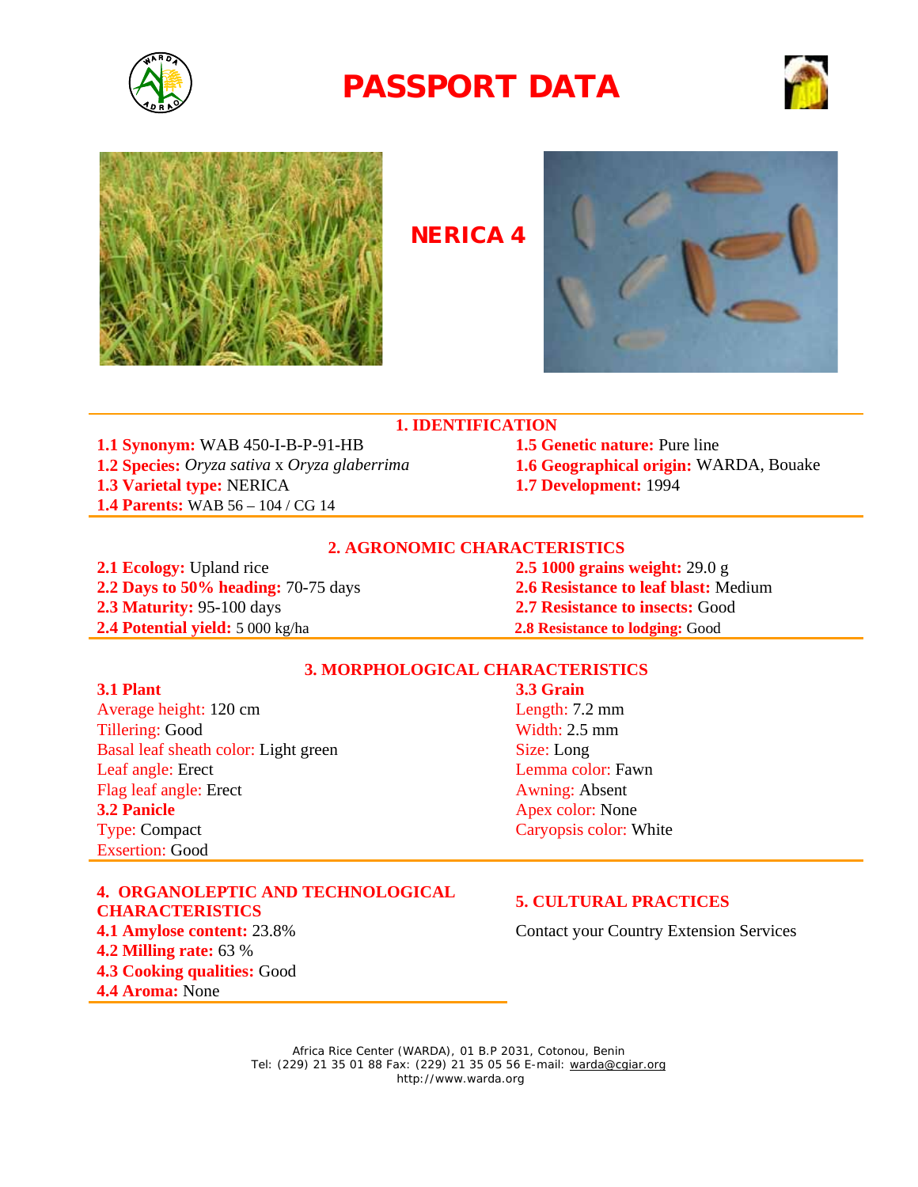# PASSPORT DATA

## NERICA 4

### 1. IDENTIFICATION

**1.1 Synonym:** WAB 450-I-B-P-91-HB
**1.2 Species:** *Oryza sativa* x *Oryza glaberrima*
**1.3 Varietal type:** NERICA
**1.4 Parents:** WAB 56 – 104 / CG 14
**1.5 Genetic nature:** Pure line
**1.6 Geographical origin:** WARDA, Bouake
**1.7 Development:** 1994

### 2. AGRONOMIC CHARACTERISTICS

**2.1 Ecology:** Upland rice
**2.2 Days to 50% heading:** 70-75 days
**2.3 Maturity:** 95-100 days
**2.4 Potential yield:** 5 000 kg/ha
**2.5 1000 grains weight:** 29.0 g
**2.6 Resistance to leaf blast:** Medium
**2.7 Resistance to insects:** Good
**2.8 Resistance to lodging:** Good

### 3. MORPHOLOGICAL CHARACTERISTICS

**3.1 Plant**
Average height: 120 cm
Tillering: Good
Basal leaf sheath color: Light green
Leaf angle: Erect
Flag leaf angle: Erect

**3.2 Panicle**
Type: Compact
Exsertion: Good

**3.3 Grain**
Length: 7.2 mm
Width: 2.5 mm
Size: Long
Lemma color: Fawn
Awning: Absent
Apex color: None
Caryopsis color: White

### 4. ORGANOLEPTIC AND TECHNOLOGICAL CHARACTERISTICS

**4.1 Amylose content:** 23.8%
**4.2 Milling rate:** 63 %
**4.3 Cooking qualities:** Good
**4.4 Aroma:** None

### 5. CULTURAL PRACTICES

Contact your Country Extension Services

Africa Rice Center (WARDA), 01 B.P 2031, Cotonou, Benin
Tel: (229) 21 35 01 88 Fax: (229) 21 35 05 56 E-mail: warda@cgiar.org
http://www.warda.org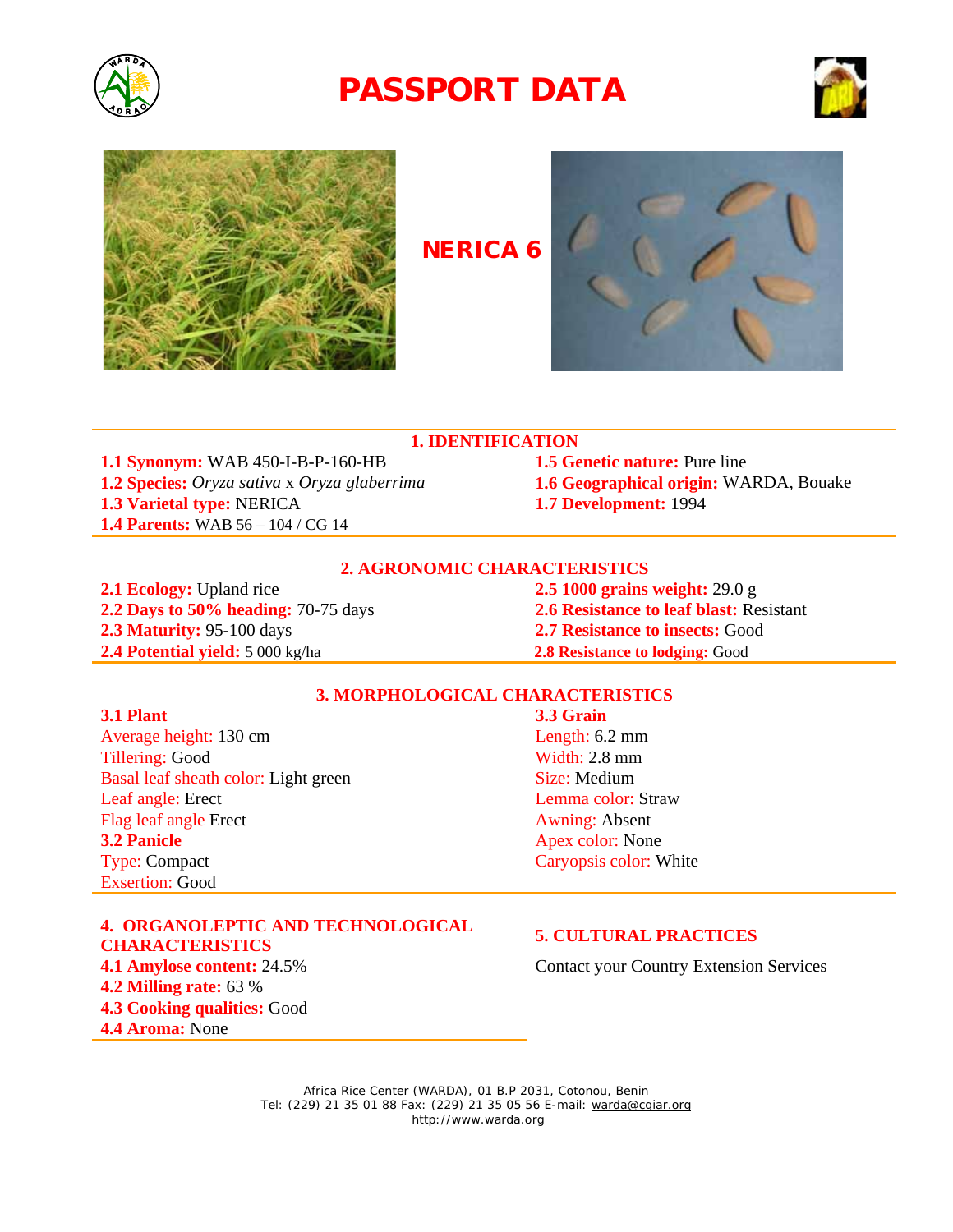# PASSPORT DATA

## NERICA 6

### 1. IDENTIFICATION

**1.1 Synonym:** WAB 450-I-B-P-160-HB
**1.2 Species:** *Oryza sativa* x *Oryza glaberrima*
**1.3 Varietal type:** NERICA
**1.4 Parents:** WAB 56 – 104 / CG 14
**1.5 Genetic nature:** Pure line
**1.6 Geographical origin:** WARDA, Bouake
**1.7 Development:** 1994

### 2. AGRONOMIC CHARACTERISTICS

**2.1 Ecology:** Upland rice
**2.2 Days to 50% heading:** 70-75 days
**2.3 Maturity:** 95-100 days
**2.4 Potential yield:** 5 000 kg/ha
**2.5 1000 grains weight:** 29.0 g
**2.6 Resistance to leaf blast:** Resistant
**2.7 Resistance to insects:** Good
**2.8 Resistance to lodging:** Good

### 3. MORPHOLOGICAL CHARACTERISTICS

**3.1 Plant**
Average height: 130 cm
Tillering: Good
Basal leaf sheath color: Light green
Leaf angle: Erect
Flag leaf angle Erect

**3.2 Panicle**
Type: Compact
Exsertion: Good

**3.3 Grain**
Length: 6.2 mm
Width: 2.8 mm
Size: Medium
Lemma color: Straw
Awning: Absent
Apex color: None
Caryopsis color: White

### 4. ORGANOLEPTIC AND TECHNOLOGICAL CHARACTERISTICS

**4.1 Amylose content:** 24.5%
**4.2 Milling rate:** 63 %
**4.3 Cooking qualities:** Good
**4.4 Aroma:** None

### 5. CULTURAL PRACTICES

Contact your Country Extension Services

Africa Rice Center (WARDA), 01 B.P 2031, Cotonou, Benin
Tel: (229) 21 35 01 88 Fax: (229) 21 35 05 56 E-mail: warda@cgiar.org
http://www.warda.org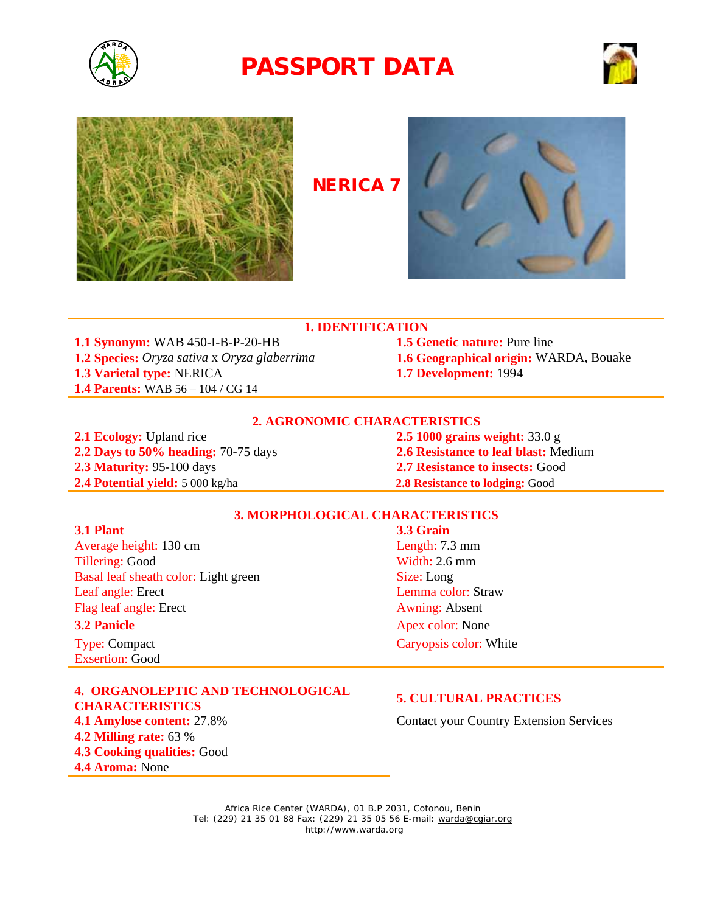# PASSPORT DATA

## NERICA 7

### 1. IDENTIFICATION

**1.1 Synonym:** WAB 450-I-B-P-20-HB
**1.2 Species:** *Oryza sativa* x *Oryza glaberrima*
**1.3 Varietal type:** NERICA
**1.4 Parents:** WAB 56 – 104 / CG 14
**1.5 Genetic nature:** Pure line
**1.6 Geographical origin:** WARDA, Bouake
**1.7 Development:** 1994

### 2. AGRONOMIC CHARACTERISTICS

**2.1 Ecology:** Upland rice
**2.2 Days to 50% heading:** 70-75 days
**2.3 Maturity:** 95-100 days
**2.4 Potential yield:** 5 000 kg/ha
**2.5 1000 grains weight:** 33.0 g
**2.6 Resistance to leaf blast:** Medium
**2.7 Resistance to insects:** Good
**2.8 Resistance to lodging:** Good

### 3. MORPHOLOGICAL CHARACTERISTICS

**3.1 Plant**
Average height: 130 cm
Tillering: Good
Basal leaf sheath color: Light green
Leaf angle: Erect
Flag leaf angle: Erect

**3.2 Panicle**
Type: Compact
Exsertion: Good

**3.3 Grain**
Length: 7.3 mm
Width: 2.6 mm
Size: Long
Lemma color: Straw
Awning: Absent
Apex color: None
Caryopsis color: White

### 4. ORGANOLEPTIC AND TECHNOLOGICAL CHARACTERISTICS

**4.1 Amylose content:** 27.8%
**4.2 Milling rate:** 63 %
**4.3 Cooking qualities:** Good
**4.4 Aroma:** None

### 5. CULTURAL PRACTICES

Contact your Country Extension Services

Africa Rice Center (WARDA), 01 B.P 2031, Cotonou, Benin
Tel: (229) 21 35 01 88 Fax: (229) 21 35 05 56 E-mail: warda@cgiar.org
http://www.warda.org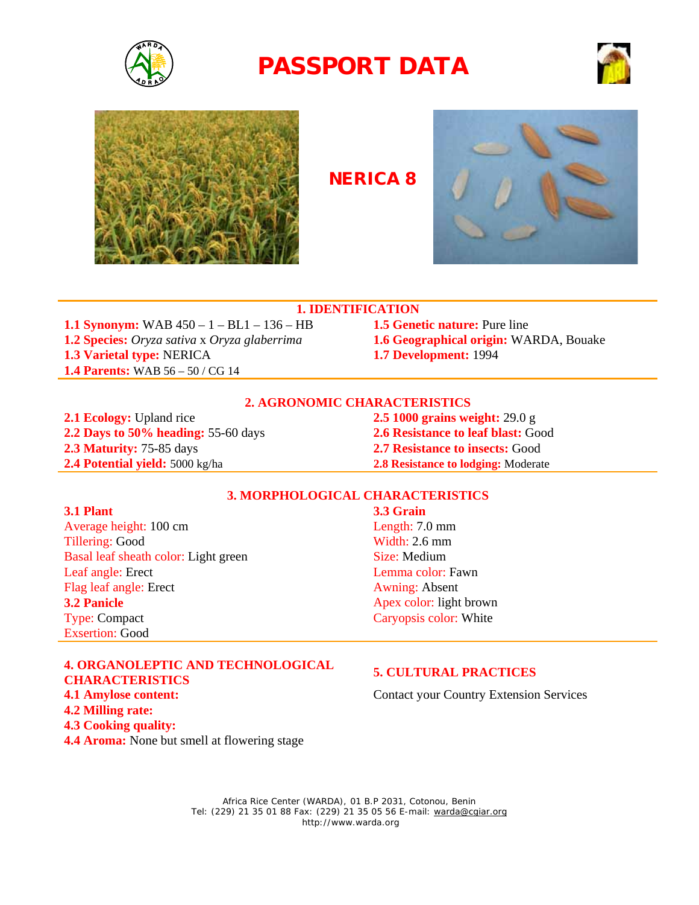# PASSPORT DATA

## NERICA 8

### 1. IDENTIFICATION

**1.1 Synonym:** WAB 450 – 1 – BL1 – 136 – HB
**1.2 Species:** *Oryza sativa* x *Oryza glaberrima*
**1.3 Varietal type:** NERICA
**1.4 Parents:** WAB 56 – 50 / CG 14
**1.5 Genetic nature:** Pure line
**1.6 Geographical origin:** WARDA, Bouake
**1.7 Development:** 1994

### 2. AGRONOMIC CHARACTERISTICS

**2.1 Ecology:** Upland rice
**2.2 Days to 50% heading:** 55-60 days
**2.3 Maturity:** 75-85 days
**2.4 Potential yield:** 5000 kg/ha
**2.5 1000 grains weight:** 29.0 g
**2.6 Resistance to leaf blast:** Good
**2.7 Resistance to insects:** Good
**2.8 Resistance to lodging:** Moderate

### 3. MORPHOLOGICAL CHARACTERISTICS

**3.1 Plant**
Average height: 100 cm
Tillering: Good
Basal leaf sheath color: Light green
Leaf angle: Erect
Flag leaf angle: Erect

**3.2 Panicle**
Type: Compact
Exsertion: Good

**3.3 Grain**
Length: 7.0 mm
Width: 2.6 mm
Size: Medium
Lemma color: Fawn
Awning: Absent
Apex color: light brown
Caryopsis color: White

### 4. ORGANOLEPTIC AND TECHNOLOGICAL CHARACTERISTICS

**4.1 Amylose content:**
**4.2 Milling rate:**
**4.3 Cooking quality:**
**4.4 Aroma:** None but smell at flowering stage

### 5. CULTURAL PRACTICES

Contact your Country Extension Services

Africa Rice Center (WARDA), 01 B.P 2031, Cotonou, Benin
Tel: (229) 21 35 01 88 Fax: (229) 21 35 05 56 E-mail: warda@cgiar.org
http://www.warda.org